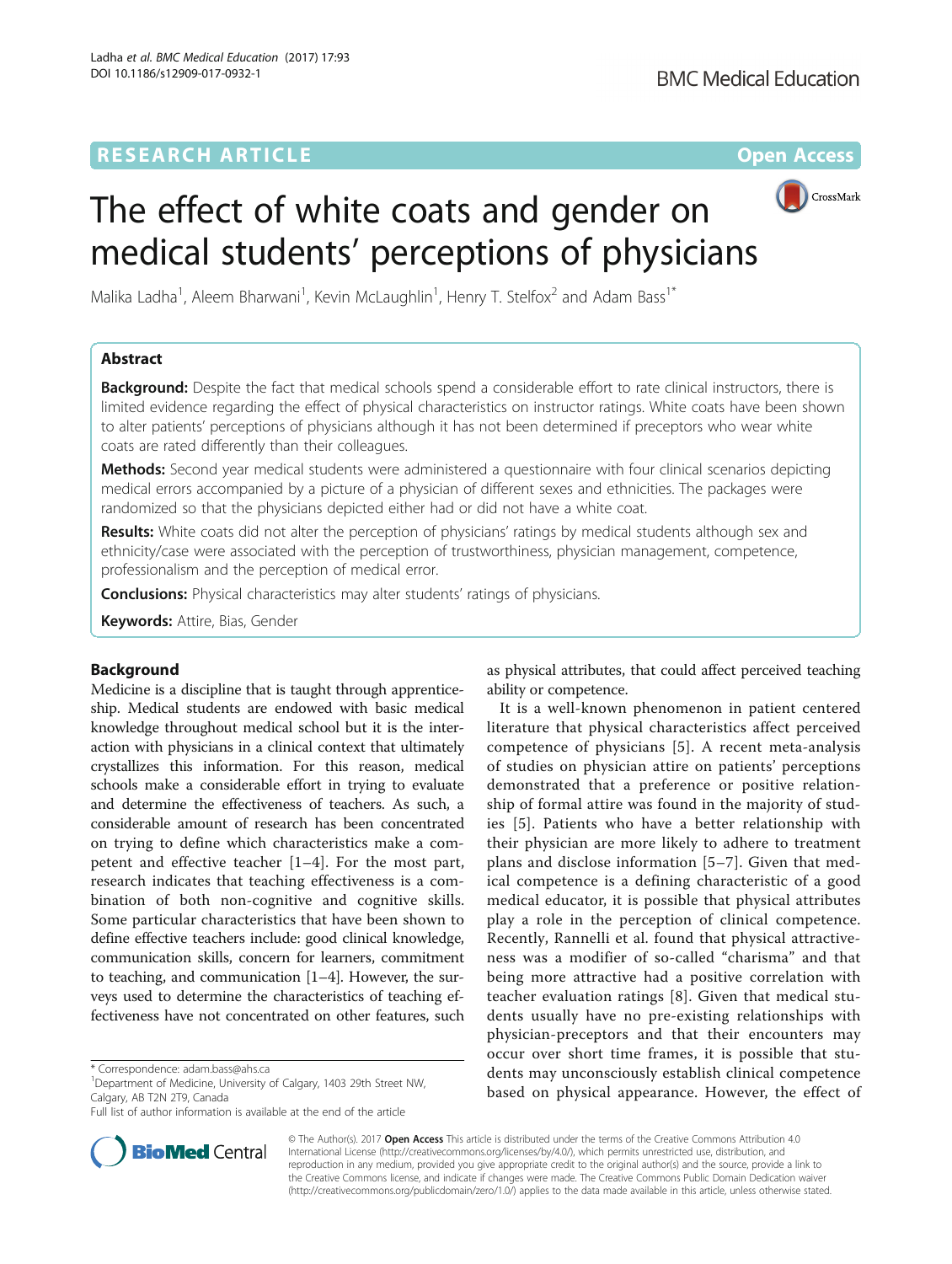RESEARCH ARTICLE

Open Access

# The effect of white coats and gender on medical students' perceptions of physicians

Malika Ladha[1], Aleem Bharwani[1], Kevin McLaughlin[1], Henry T. Stelfox[2] and Adam Bass[1*]

## Abstract

**Background:** Despite the fact that medical schools spend a considerable effort to rate clinical instructors, there is limited evidence regarding the effect of physical characteristics on instructor ratings. White coats have been shown to alter patients' perceptions of physicians although it has not been determined if preceptors who wear white coats are rated differently than their colleagues.

**Methods:** Second year medical students were administered a questionnaire with four clinical scenarios depicting medical errors accompanied by a picture of a physician of different sexes and ethnicities. The packages were randomized so that the physicians depicted either had or did not have a white coat.

**Results:** White coats did not alter the perception of physicians' ratings by medical students although sex and ethnicity/case were associated with the perception of trustworthiness, physician management, competence, professionalism and the perception of medical error.

**Conclusions:** Physical characteristics may alter students' ratings of physicians.

**Keywords:** Attire, Bias, Gender

## Background

Medicine is a discipline that is taught through apprenticeship. Medical students are endowed with basic medical knowledge throughout medical school but it is the interaction with physicians in a clinical context that ultimately crystallizes this information. For this reason, medical schools make a considerable effort in trying to evaluate and determine the effectiveness of teachers. As such, a considerable amount of research has been concentrated on trying to define which characteristics make a competent and effective teacher [1–4]. For the most part, research indicates that teaching effectiveness is a combination of both non-cognitive and cognitive skills. Some particular characteristics that have been shown to define effective teachers include: good clinical knowledge, communication skills, concern for learners, commitment to teaching, and communication [1–4]. However, the surveys used to determine the characteristics of teaching effectiveness have not concentrated on other features, such as physical attributes, that could affect perceived teaching ability or competence.

It is a well-known phenomenon in patient centered literature that physical characteristics affect perceived competence of physicians [5]. A recent meta-analysis of studies on physician attire on patients' perceptions demonstrated that a preference or positive relationship of formal attire was found in the majority of studies [5]. Patients who have a better relationship with their physician are more likely to adhere to treatment plans and disclose information [5–7]. Given that medical competence is a defining characteristic of a good medical educator, it is possible that physical attributes play a role in the perception of clinical competence. Recently, Rannelli et al. found that physical attractiveness was a modifier of so-called "charisma" and that being more attractive had a positive correlation with teacher evaluation ratings [8]. Given that medical students usually have no pre-existing relationships with physician-preceptors and that their encounters may occur over short time frames, it is possible that students may unconsciously establish clinical competence based on physical appearance. However, the effect of

* Correspondence: adam.bass@ahs.ca
[1]Department of Medicine, University of Calgary, 1403 29th Street NW, Calgary, AB T2N 2T9, Canada
Full list of author information is available at the end of the article

© The Author(s). 2017 **Open Access** This article is distributed under the terms of the Creative Commons Attribution 4.0 International License (http://creativecommons.org/licenses/by/4.0/), which permits unrestricted use, distribution, and reproduction in any medium, provided you give appropriate credit to the original author(s) and the source, provide a link to the Creative Commons license, and indicate if changes were made. The Creative Commons Public Domain Dedication waiver (http://creativecommons.org/publicdomain/zero/1.0/) applies to the data made available in this article, unless otherwise stated.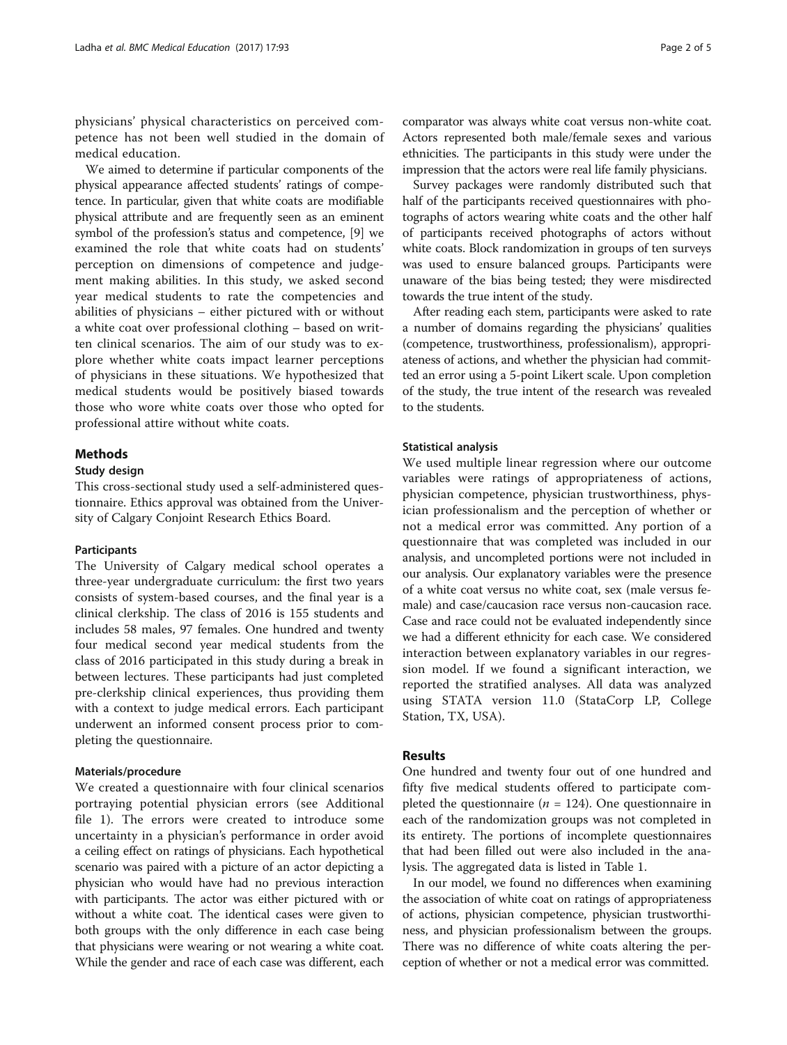physicians' physical characteristics on perceived competence has not been well studied in the domain of medical education.

We aimed to determine if particular components of the physical appearance affected students' ratings of competence. In particular, given that white coats are modifiable physical attribute and are frequently seen as an eminent symbol of the profession's status and competence, [9] we examined the role that white coats had on students' perception on dimensions of competence and judgement making abilities. In this study, we asked second year medical students to rate the competencies and abilities of physicians – either pictured with or without a white coat over professional clothing – based on written clinical scenarios. The aim of our study was to explore whether white coats impact learner perceptions of physicians in these situations. We hypothesized that medical students would be positively biased towards those who wore white coats over those who opted for professional attire without white coats.

## Methods

### Study design

This cross-sectional study used a self-administered questionnaire. Ethics approval was obtained from the University of Calgary Conjoint Research Ethics Board.

#### Participants

The University of Calgary medical school operates a three-year undergraduate curriculum: the first two years consists of system-based courses, and the final year is a clinical clerkship. The class of 2016 is 155 students and includes 58 males, 97 females. One hundred and twenty four medical second year medical students from the class of 2016 participated in this study during a break in between lectures. These participants had just completed pre-clerkship clinical experiences, thus providing them with a context to judge medical errors. Each participant underwent an informed consent process prior to completing the questionnaire.

#### Materials/procedure

We created a questionnaire with four clinical scenarios portraying potential physician errors (see Additional file 1). The errors were created to introduce some uncertainty in a physician's performance in order avoid a ceiling effect on ratings of physicians. Each hypothetical scenario was paired with a picture of an actor depicting a physician who would have had no previous interaction with participants. The actor was either pictured with or without a white coat. The identical cases were given to both groups with the only difference in each case being that physicians were wearing or not wearing a white coat. While the gender and race of each case was different, each comparator was always white coat versus non-white coat. Actors represented both male/female sexes and various ethnicities. The participants in this study were under the impression that the actors were real life family physicians.

Survey packages were randomly distributed such that half of the participants received questionnaires with photographs of actors wearing white coats and the other half of participants received photographs of actors without white coats. Block randomization in groups of ten surveys was used to ensure balanced groups. Participants were unaware of the bias being tested; they were misdirected towards the true intent of the study.

After reading each stem, participants were asked to rate a number of domains regarding the physicians' qualities (competence, trustworthiness, professionalism), appropriateness of actions, and whether the physician had committed an error using a 5-point Likert scale. Upon completion of the study, the true intent of the research was revealed to the students.

#### Statistical analysis

We used multiple linear regression where our outcome variables were ratings of appropriateness of actions, physician competence, physician trustworthiness, physician professionalism and the perception of whether or not a medical error was committed. Any portion of a questionnaire that was completed was included in our analysis, and uncompleted portions were not included in our analysis. Our explanatory variables were the presence of a white coat versus no white coat, sex (male versus female) and case/caucasion race versus non-caucasion race. Case and race could not be evaluated independently since we had a different ethnicity for each case. We considered interaction between explanatory variables in our regression model. If we found a significant interaction, we reported the stratified analyses. All data was analyzed using STATA version 11.0 (StataCorp LP, College Station, TX, USA).

## Results

One hundred and twenty four out of one hundred and fifty five medical students offered to participate completed the questionnaire ($n$ = 124). One questionnaire in each of the randomization groups was not completed in its entirety. The portions of incomplete questionnaires that had been filled out were also included in the analysis. The aggregated data is listed in Table 1.

In our model, we found no differences when examining the association of white coat on ratings of appropriateness of actions, physician competence, physician trustworthiness, and physician professionalism between the groups. There was no difference of white coats altering the perception of whether or not a medical error was committed.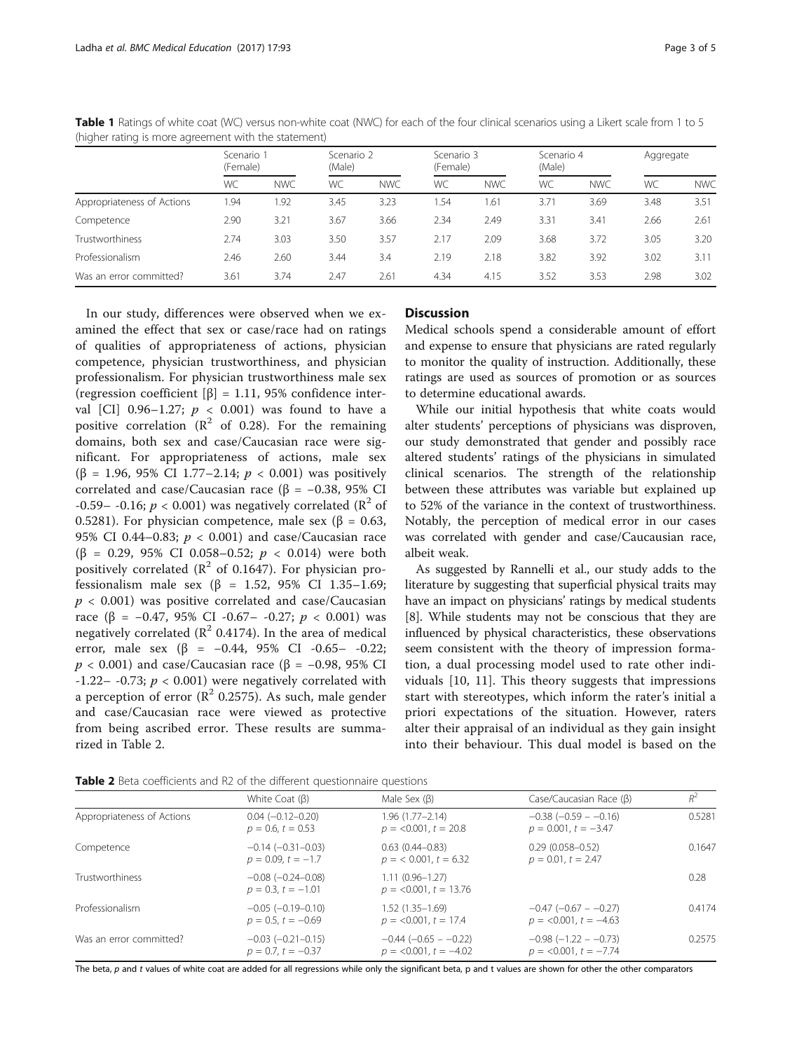**Table 1** Ratings of white coat (WC) versus non-white coat (NWC) for each of the four clinical scenarios using a Likert scale from 1 to 5 (higher rating is more agreement with the statement)

| | Scenario 1 (Female) | | Scenario 2 (Male) | | Scenario 3 (Female) | | Scenario 4 (Male) | | Aggregate | |
|---|---|---|---|---|---|---|---|---|---|---|
| | WC | NWC | WC | NWC | WC | NWC | WC | NWC | WC | NWC |
| Appropriateness of Actions | 1.94 | 1.92 | 3.45 | 3.23 | 1.54 | 1.61 | 3.71 | 3.69 | 3.48 | 3.51 |
| Competence | 2.90 | 3.21 | 3.67 | 3.66 | 2.34 | 2.49 | 3.31 | 3.41 | 2.66 | 2.61 |
| Trustworthiness | 2.74 | 3.03 | 3.50 | 3.57 | 2.17 | 2.09 | 3.68 | 3.72 | 3.05 | 3.20 |
| Professionalism | 2.46 | 2.60 | 3.44 | 3.4 | 2.19 | 2.18 | 3.82 | 3.92 | 3.02 | 3.11 |
| Was an error committed? | 3.61 | 3.74 | 2.47 | 2.61 | 4.34 | 4.15 | 3.52 | 3.53 | 2.98 | 3.02 |

In our study, differences were observed when we examined the effect that sex or case/race had on ratings of qualities of appropriateness of actions, physician competence, physician trustworthiness, and physician professionalism. For physician trustworthiness male sex (regression coefficient [β] = 1.11, 95% confidence interval [CI] 0.96–1.27; $p < 0.001$) was found to have a positive correlation ($R^2$ of 0.28). For the remaining domains, both sex and case/Caucasian race were significant. For appropriateness of actions, male sex (β = 1.96, 95% CI 1.77–2.14; $p < 0.001$) was positively correlated and case/Caucasian race (β = −0.38, 95% CI -0.59– -0.16; $p < 0.001$) was negatively correlated ($R^2$ of 0.5281). For physician competence, male sex (β = 0.63, 95% CI 0.44–0.83; $p < 0.001$) and case/Caucasian race (β = 0.29, 95% CI 0.058–0.52; $p < 0.014$) were both positively correlated ($R^2$ of 0.1647). For physician professionalism male sex (β = 1.52, 95% CI 1.35–1.69; $p < 0.001$) was positive correlated and case/Caucasian race (β = −0.47, 95% CI -0.67– -0.27; $p < 0.001$) was negatively correlated ($R^2$ 0.4174). In the area of medical error, male sex (β = −0.44, 95% CI -0.65– -0.22; $p < 0.001$) and case/Caucasian race (β = −0.98, 95% CI -1.22– -0.73; $p < 0.001$) were negatively correlated with a perception of error ($R^2$ 0.2575). As such, male gender and case/Caucasian race were viewed as protective from being ascribed error. These results are summarized in Table 2.

## Discussion

Medical schools spend a considerable amount of effort and expense to ensure that physicians are rated regularly to monitor the quality of instruction. Additionally, these ratings are used as sources of promotion or as sources to determine educational awards.

While our initial hypothesis that white coats would alter students' perceptions of physicians was disproven, our study demonstrated that gender and possibly race altered students' ratings of the physicians in simulated clinical scenarios. The strength of the relationship between these attributes was variable but explained up to 52% of the variance in the context of trustworthiness. Notably, the perception of medical error in our cases was correlated with gender and case/Caucausian race, albeit weak.

As suggested by Rannelli et al., our study adds to the literature by suggesting that superficial physical traits may have an impact on physicians' ratings by medical students [8]. While students may not be conscious that they are influenced by physical characteristics, these observations seem consistent with the theory of impression formation, a dual processing model used to rate other individuals [10, 11]. This theory suggests that impressions start with stereotypes, which inform the rater's initial a priori expectations of the situation. However, raters alter their appraisal of an individual as they gain insight into their behaviour. This dual model is based on the

**Table 2** Beta coefficients and R2 of the different questionnaire questions

| | White Coat (β) | Male Sex (β) | Case/Caucasian Race (β) | $R^2$ |
|---|---|---|---|---|
| Appropriateness of Actions | 0.04 (−0.12–0.20) $p = 0.6$, $t = 0.53$ | 1.96 (1.77–2.14) $p = <0.001$, $t = 20.8$ | −0.38 (−0.59 – −0.16) $p = 0.001$, $t = -3.47$ | 0.5281 |
| Competence | −0.14 (−0.31–0.03) $p = 0.09$, $t = -1.7$ | 0.63 (0.44–0.83) $p = < 0.001$, $t = 6.32$ | 0.29 (0.058–0.52) $p = 0.01$, $t = 2.47$ | 0.1647 |
| Trustworthiness | −0.08 (−0.24–0.08) $p = 0.3$, $t = -1.01$ | 1.11 (0.96–1.27) $p = <0.001$, $t = 13.76$ | | 0.28 |
| Professionalism | −0.05 (−0.19–0.10) $p = 0.5$, $t = -0.69$ | 1.52 (1.35–1.69) $p = <0.001$, $t = 17.4$ | −0.47 (−0.67 – −0.27) $p = <0.001$, $t = -4.63$ | 0.4174 |
| Was an error committed? | −0.03 (−0.21–0.15) $p = 0.7$, $t = -0.37$ | −0.44 (−0.65 – −0.22) $p = <0.001$, $t = -4.02$ | −0.98 (−1.22 – −0.73) $p = <0.001$, $t = -7.74$ | 0.2575 |

The beta, p and t values of white coat are added for all regressions while only the significant beta, p and t values are shown for other the other comparators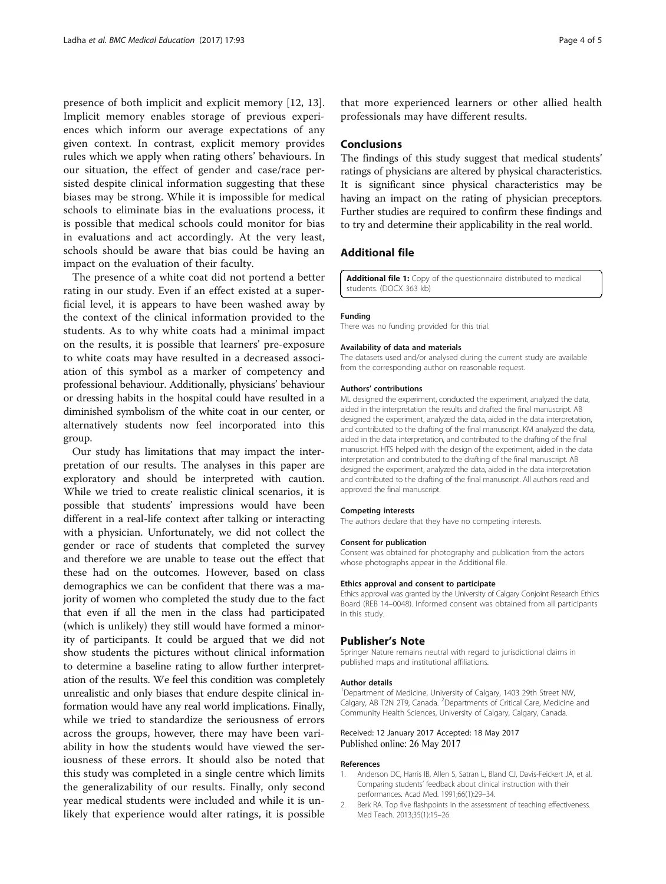presence of both implicit and explicit memory [12, 13]. Implicit memory enables storage of previous experiences which inform our average expectations of any given context. In contrast, explicit memory provides rules which we apply when rating others' behaviours. In our situation, the effect of gender and case/race persisted despite clinical information suggesting that these biases may be strong. While it is impossible for medical schools to eliminate bias in the evaluations process, it is possible that medical schools could monitor for bias in evaluations and act accordingly. At the very least, schools should be aware that bias could be having an impact on the evaluation of their faculty.

The presence of a white coat did not portend a better rating in our study. Even if an effect existed at a superficial level, it is appears to have been washed away by the context of the clinical information provided to the students. As to why white coats had a minimal impact on the results, it is possible that learners' pre-exposure to white coats may have resulted in a decreased association of this symbol as a marker of competency and professional behaviour. Additionally, physicians' behaviour or dressing habits in the hospital could have resulted in a diminished symbolism of the white coat in our center, or alternatively students now feel incorporated into this group.

Our study has limitations that may impact the interpretation of our results. The analyses in this paper are exploratory and should be interpreted with caution. While we tried to create realistic clinical scenarios, it is possible that students' impressions would have been different in a real-life context after talking or interacting with a physician. Unfortunately, we did not collect the gender or race of students that completed the survey and therefore we are unable to tease out the effect that these had on the outcomes. However, based on class demographics we can be confident that there was a majority of women who completed the study due to the fact that even if all the men in the class had participated (which is unlikely) they still would have formed a minority of participants. It could be argued that we did not show students the pictures without clinical information to determine a baseline rating to allow further interpretation of the results. We feel this condition was completely unrealistic and only biases that endure despite clinical information would have any real world implications. Finally, while we tried to standardize the seriousness of errors across the groups, however, there may have been variability in how the students would have viewed the seriousness of these errors. It should also be noted that this study was completed in a single centre which limits the generalizability of our results. Finally, only second year medical students were included and while it is unlikely that experience would alter ratings, it is possible that more experienced learners or other allied health professionals may have different results.

## Conclusions

The findings of this study suggest that medical students' ratings of physicians are altered by physical characteristics. It is significant since physical characteristics may be having an impact on the rating of physician preceptors. Further studies are required to confirm these findings and to try and determine their applicability in the real world.

## Additional file

**Additional file 1:** Copy of the questionnaire distributed to medical students. (DOCX 363 kb)

#### Funding

There was no funding provided for this trial.

#### Availability of data and materials

The datasets used and/or analysed during the current study are available from the corresponding author on reasonable request.

#### Authors' contributions

ML designed the experiment, conducted the experiment, analyzed the data, aided in the interpretation the results and drafted the final manuscript. AB designed the experiment, analyzed the data, aided in the data interpretation, and contributed to the drafting of the final manuscript. KM analyzed the data, aided in the data interpretation, and contributed to the drafting of the final manuscript. HTS helped with the design of the experiment, aided in the data interpretation and contributed to the drafting of the final manuscript. AB designed the experiment, analyzed the data, aided in the data interpretation and contributed to the drafting of the final manuscript. All authors read and approved the final manuscript.

#### Competing interests

The authors declare that they have no competing interests.

#### Consent for publication

Consent was obtained for photography and publication from the actors whose photographs appear in the Additional file.

#### Ethics approval and consent to participate

Ethics approval was granted by the University of Calgary Conjoint Research Ethics Board (REB 14–0048). Informed consent was obtained from all participants in this study.

## Publisher's Note

Springer Nature remains neutral with regard to jurisdictional claims in published maps and institutional affiliations.

#### Author details

[1]Department of Medicine, University of Calgary, 1403 29th Street NW, Calgary, AB T2N 2T9, Canada. [2]Departments of Critical Care, Medicine and Community Health Sciences, University of Calgary, Calgary, Canada.

Received: 12 January 2017 Accepted: 18 May 2017
Published online: 26 May 2017

#### References

1. Anderson DC, Harris IB, Allen S, Satran L, Bland CJ, Davis-Feickert JA, et al. Comparing students' feedback about clinical instruction with their performances. Acad Med. 1991;66(1):29–34.
2. Berk RA. Top five flashpoints in the assessment of teaching effectiveness. Med Teach. 2013;35(1):15–26.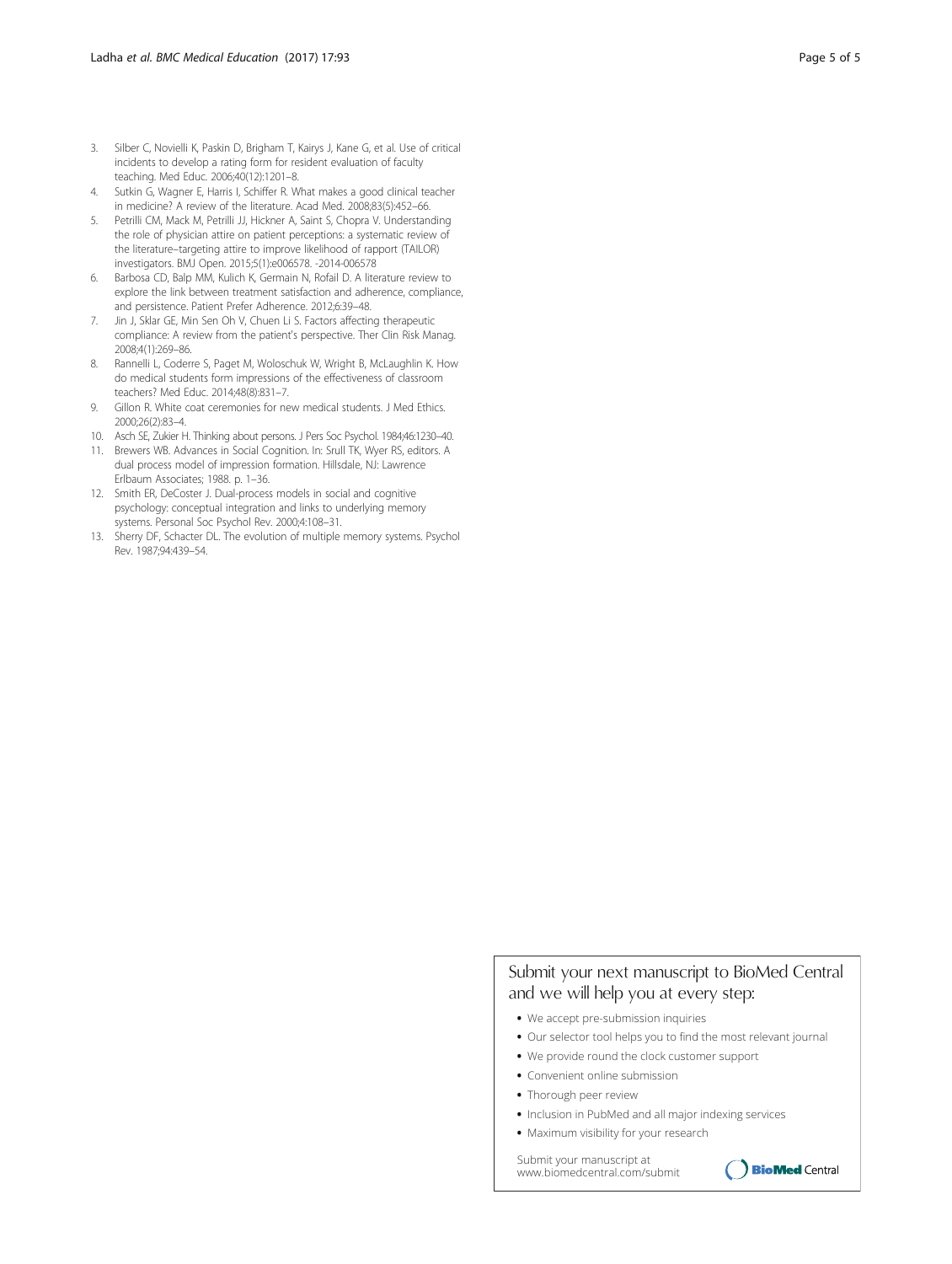3. Silber C, Novielli K, Paskin D, Brigham T, Kairys J, Kane G, et al. Use of critical incidents to develop a rating form for resident evaluation of faculty teaching. Med Educ. 2006;40(12):1201–8.
4. Sutkin G, Wagner E, Harris I, Schiffer R. What makes a good clinical teacher in medicine? A review of the literature. Acad Med. 2008;83(5):452–66.
5. Petrilli CM, Mack M, Petrilli JJ, Hickner A, Saint S, Chopra V. Understanding the role of physician attire on patient perceptions: a systematic review of the literature–targeting attire to improve likelihood of rapport (TAILOR) investigators. BMJ Open. 2015;5(1):e006578. -2014-006578
6. Barbosa CD, Balp MM, Kulich K, Germain N, Rofail D. A literature review to explore the link between treatment satisfaction and adherence, compliance, and persistence. Patient Prefer Adherence. 2012;6:39–48.
7. Jin J, Sklar GE, Min Sen Oh V, Chuen Li S. Factors affecting therapeutic compliance: A review from the patient's perspective. Ther Clin Risk Manag. 2008;4(1):269–86.
8. Rannelli L, Coderre S, Paget M, Woloschuk W, Wright B, McLaughlin K. How do medical students form impressions of the effectiveness of classroom teachers? Med Educ. 2014;48(8):831–7.
9. Gillon R. White coat ceremonies for new medical students. J Med Ethics. 2000;26(2):83–4.
10. Asch SE, Zukier H. Thinking about persons. J Pers Soc Psychol. 1984;46:1230–40.
11. Brewers WB. Advances in Social Cognition. In: Srull TK, Wyer RS, editors. A dual process model of impression formation. Hillsdale, NJ: Lawrence Erlbaum Associates; 1988. p. 1–36.
12. Smith ER, DeCoster J. Dual-process models in social and cognitive psychology: conceptual integration and links to underlying memory systems. Personal Soc Psychol Rev. 2000;4:108–31.
13. Sherry DF, Schacter DL. The evolution of multiple memory systems. Psychol Rev. 1987;94:439–54.

Submit your next manuscript to BioMed Central and we will help you at every step:

- We accept pre-submission inquiries
- Our selector tool helps you to find the most relevant journal
- We provide round the clock customer support
- Convenient online submission
- Thorough peer review
- Inclusion in PubMed and all major indexing services
- Maximum visibility for your research

Submit your manuscript at
www.biomedcentral.com/submit

BioMed Central